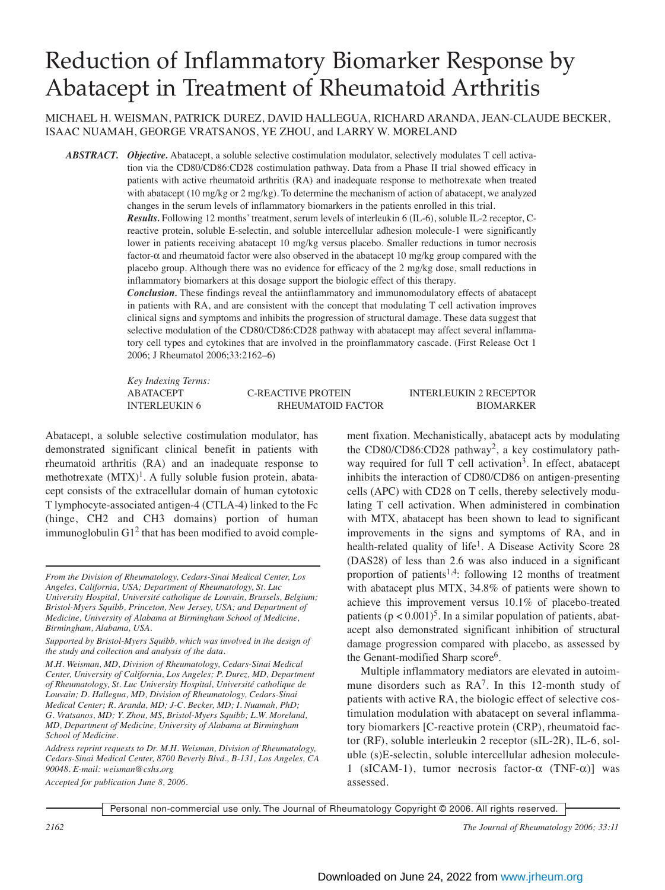# Reduction of Inflammatory Biomarker Response by Abatacept in Treatment of Rheumatoid Arthritis

MICHAEL H. WEISMAN, PATRICK DUREZ, DAVID HALLEGUA, RICHARD ARANDA, JEAN-CLAUDE BECKER, ISAAC NUAMAH, GEORGE VRATSANOS, YE ZHOU, and LARRY W. MORELAND

***ABSTRACT.*** ***Objective.*** Abatacept, a soluble selective costimulation modulator, selectively modulates T cell activation via the CD80/CD86:CD28 costimulation pathway. Data from a Phase II trial showed efficacy in patients with active rheumatoid arthritis (RA) and inadequate response to methotrexate when treated with abatacept (10 mg/kg or 2 mg/kg). To determine the mechanism of action of abatacept, we analyzed changes in the serum levels of inflammatory biomarkers in the patients enrolled in this trial.

***Results.*** Following 12 months' treatment, serum levels of interleukin 6 (IL-6), soluble IL-2 receptor, C-reactive protein, soluble E-selectin, and soluble intercellular adhesion molecule-1 were significantly lower in patients receiving abatacept 10 mg/kg versus placebo. Smaller reductions in tumor necrosis factor-α and rheumatoid factor were also observed in the abatacept 10 mg/kg group compared with the placebo group. Although there was no evidence for efficacy of the 2 mg/kg dose, small reductions in inflammatory biomarkers at this dosage support the biologic effect of this therapy.

***Conclusion.*** These findings reveal the antiinflammatory and immunomodulatory effects of abatacept in patients with RA, and are consistent with the concept that modulating T cell activation improves clinical signs and symptoms and inhibits the progression of structural damage. These data suggest that selective modulation of the CD80/CD86:CD28 pathway with abatacept may affect several inflammatory cell types and cytokines that are involved in the proinflammatory cascade. (First Release Oct 1 2006; J Rheumatol 2006;33:2162–6)

*Key Indexing Terms:*
ABATACEPT — C-REACTIVE PROTEIN — INTERLEUKIN 2 RECEPTOR
INTERLEUKIN 6 — RHEUMATOID FACTOR — BIOMARKER

Abatacept, a soluble selective costimulation modulator, has demonstrated significant clinical benefit in patients with rheumatoid arthritis (RA) and an inadequate response to methotrexate (MTX)[1]. A fully soluble fusion protein, abatacept consists of the extracellular domain of human cytotoxic T lymphocyte-associated antigen-4 (CTLA-4) linked to the Fc (hinge, CH2 and CH3 domains) portion of human immunoglobulin G1[2] that has been modified to avoid complement fixation. Mechanistically, abatacept acts by modulating the CD80/CD86:CD28 pathway[2], a key costimulatory pathway required for full T cell activation[3]. In effect, abatacept inhibits the interaction of CD80/CD86 on antigen-presenting cells (APC) with CD28 on T cells, thereby selectively modulating T cell activation. When administered in combination with MTX, abatacept has been shown to lead to significant improvements in the signs and symptoms of RA, and in health-related quality of life[1]. A Disease Activity Score 28 (DAS28) of less than 2.6 was also induced in a significant proportion of patients[1,4]: following 12 months of treatment with abatacept plus MTX, 34.8% of patients were shown to achieve this improvement versus 10.1% of placebo-treated patients ($p < 0.001$)[5]. In a similar population of patients, abatacept also demonstrated significant inhibition of structural damage progression compared with placebo, as assessed by the Genant-modified Sharp score[6].

Multiple inflammatory mediators are elevated in autoimmune disorders such as RA[7]. In this 12-month study of patients with active RA, the biologic effect of selective costimulation modulation with abatacept on several inflammatory biomarkers [C-reactive protein (CRP), rheumatoid factor (RF), soluble interleukin 2 receptor (sIL-2R), IL-6, soluble (s)E-selectin, soluble intercellular adhesion molecule-1 (sICAM-1), tumor necrosis factor-α (TNF-α)] was assessed.

*From the Division of Rheumatology, Cedars-Sinai Medical Center, Los Angeles, California, USA; Department of Rheumatology, St. Luc University Hospital, Université catholique de Louvain, Brussels, Belgium; Bristol-Myers Squibb, Princeton, New Jersey, USA; and Department of Medicine, University of Alabama at Birmingham School of Medicine, Birmingham, Alabama, USA.*

*Supported by Bristol-Myers Squibb, which was involved in the design of the study and collection and analysis of the data.*

*M.H. Weisman, MD, Division of Rheumatology, Cedars-Sinai Medical Center, University of California, Los Angeles; P. Durez, MD, Department of Rheumatology, St. Luc University Hospital, Université catholique de Louvain; D. Hallegua, MD, Division of Rheumatology, Cedars-Sinai Medical Center; R. Aranda, MD; J-C. Becker, MD; I. Nuamah, PhD; G. Vratsanos, MD; Y. Zhou, MS, Bristol-Myers Squibb; L.W. Moreland, MD, Department of Medicine, University of Alabama at Birmingham School of Medicine.*

*Address reprint requests to Dr. M.H. Weisman, Division of Rheumatology, Cedars-Sinai Medical Center, 8700 Beverly Blvd., B-131, Los Angeles, CA 90048. E-mail: weisman@cshs.org*

*Accepted for publication June 8, 2006.*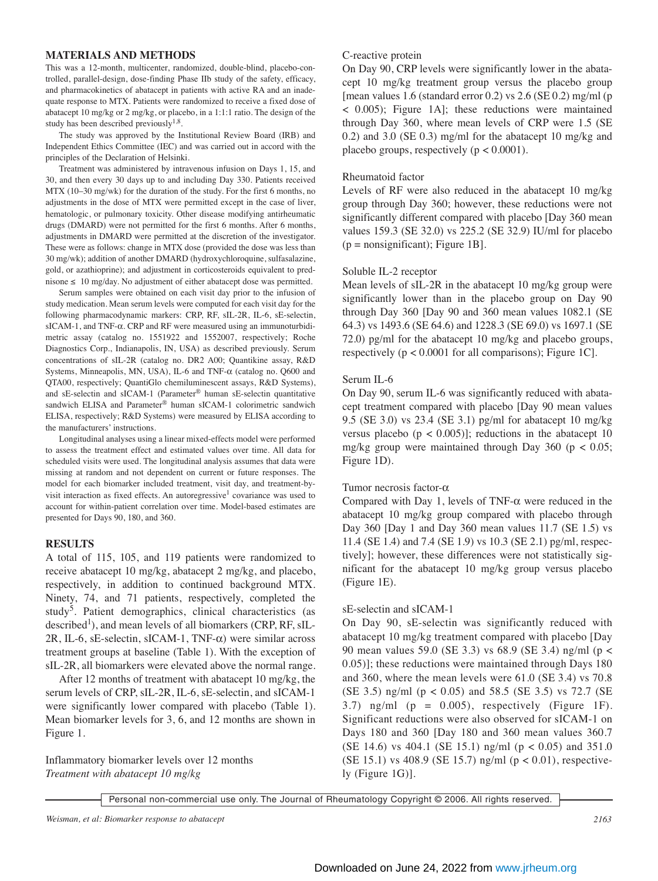## MATERIALS AND METHODS

This was a 12-month, multicenter, randomized, double-blind, placebo-controlled, parallel-design, dose-finding Phase IIb study of the safety, efficacy, and pharmacokinetics of abatacept in patients with active RA and an inadequate response to MTX. Patients were randomized to receive a fixed dose of abatacept 10 mg/kg or 2 mg/kg, or placebo, in a 1:1:1 ratio. The design of the study has been described previously[1,8].

The study was approved by the Institutional Review Board (IRB) and Independent Ethics Committee (IEC) and was carried out in accord with the principles of the Declaration of Helsinki.

Treatment was administered by intravenous infusion on Days 1, 15, and 30, and then every 30 days up to and including Day 330. Patients received MTX (10–30 mg/wk) for the duration of the study. For the first 6 months, no adjustments in the dose of MTX were permitted except in the case of liver, hematologic, or pulmonary toxicity. Other disease modifying antirheumatic drugs (DMARD) were not permitted for the first 6 months. After 6 months, adjustments in DMARD were permitted at the discretion of the investigator. These were as follows: change in MTX dose (provided the dose was less than 30 mg/wk); addition of another DMARD (hydroxychloroquine, sulfasalazine, gold, or azathioprine); and adjustment in corticosteroids equivalent to prednisone ≤ 10 mg/day. No adjustment of either abatacept dose was permitted.

Serum samples were obtained on each visit day prior to the infusion of study medication. Mean serum levels were computed for each visit day for the following pharmacodynamic markers: CRP, RF, sIL-2R, IL-6, sE-selectin, sICAM-1, and TNF-α. CRP and RF were measured using an immunoturbidimetric assay (catalog no. 1551922 and 1552007, respectively; Roche Diagnostics Corp., Indianapolis, IN, USA) as described previously. Serum concentrations of sIL-2R (catalog no. DR2 A00; Quantikine assay, R&D Systems, Minneapolis, MN, USA), IL-6 and TNF-α (catalog no. Q600 and QTA00, respectively; QuantiGlo chemiluminescent assays, R&D Systems), and sE-selectin and sICAM-1 (Parameter® human sE-selectin quantitative sandwich ELISA and Parameter® human sICAM-1 colorimetric sandwich ELISA, respectively; R&D Systems) were measured by ELISA according to the manufacturers' instructions.

Longitudinal analyses using a linear mixed-effects model were performed to assess the treatment effect and estimated values over time. All data for scheduled visits were used. The longitudinal analysis assumes that data were missing at random and not dependent on current or future responses. The model for each biomarker included treatment, visit day, and treatment-by-visit interaction as fixed effects. An autoregressive[1] covariance was used to account for within-patient correlation over time. Model-based estimates are presented for Days 90, 180, and 360.

## RESULTS

A total of 115, 105, and 119 patients were randomized to receive abatacept 10 mg/kg, abatacept 2 mg/kg, and placebo, respectively, in addition to continued background MTX. Ninety, 74, and 71 patients, respectively, completed the study[5]. Patient demographics, clinical characteristics (as described[1]), and mean levels of all biomarkers (CRP, RF, sIL-2R, IL-6, sE-selectin, sICAM-1, TNF-α) were similar across treatment groups at baseline (Table 1). With the exception of sIL-2R, all biomarkers were elevated above the normal range.

After 12 months of treatment with abatacept 10 mg/kg, the serum levels of CRP, sIL-2R, IL-6, sE-selectin, and sICAM-1 were significantly lower compared with placebo (Table 1). Mean biomarker levels for 3, 6, and 12 months are shown in Figure 1.

### Inflammatory biomarker levels over 12 months

*Treatment with abatacept 10 mg/kg*

C-reactive protein

On Day 90, CRP levels were significantly lower in the abatacept 10 mg/kg treatment group versus the placebo group [mean values 1.6 (standard error 0.2) vs 2.6 (SE 0.2) mg/ml ($p < 0.005$); Figure 1A]; these reductions were maintained through Day 360, where mean levels of CRP were 1.5 (SE 0.2) and 3.0 (SE 0.3) mg/ml for the abatacept 10 mg/kg and placebo groups, respectively ($p < 0.0001$).

Rheumatoid factor

Levels of RF were also reduced in the abatacept 10 mg/kg group through Day 360; however, these reductions were not significantly different compared with placebo [Day 360 mean values 159.3 (SE 32.0) vs 225.2 (SE 32.9) IU/ml for placebo (p = nonsignificant); Figure 1B].

Soluble IL-2 receptor

Mean levels of sIL-2R in the abatacept 10 mg/kg group were significantly lower than in the placebo group on Day 90 through Day 360 [Day 90 and 360 mean values 1082.1 (SE 64.3) vs 1493.6 (SE 64.6) and 1228.3 (SE 69.0) vs 1697.1 (SE 72.0) pg/ml for the abatacept 10 mg/kg and placebo groups, respectively ($p < 0.0001$ for all comparisons); Figure 1C].

Serum IL-6

On Day 90, serum IL-6 was significantly reduced with abatacept treatment compared with placebo [Day 90 mean values 9.5 (SE 3.0) vs 23.4 (SE 3.1) pg/ml for abatacept 10 mg/kg versus placebo ($p < 0.005$)]; reductions in the abatacept 10 mg/kg group were maintained through Day 360 ($p < 0.05$; Figure 1D).

Tumor necrosis factor-α

Compared with Day 1, levels of TNF-α were reduced in the abatacept 10 mg/kg group compared with placebo through Day 360 [Day 1 and Day 360 mean values 11.7 (SE 1.5) vs 11.4 (SE 1.4) and 7.4 (SE 1.9) vs 10.3 (SE 2.1) pg/ml, respectively]; however, these differences were not statistically significant for the abatacept 10 mg/kg group versus placebo (Figure 1E).

sE-selectin and sICAM-1

On Day 90, sE-selectin was significantly reduced with abatacept 10 mg/kg treatment compared with placebo [Day 90 mean values 59.0 (SE 3.3) vs 68.9 (SE 3.4) ng/ml ($p < 0.05$)]; these reductions were maintained through Days 180 and 360, where the mean levels were 61.0 (SE 3.4) vs 70.8 (SE 3.5) ng/ml ($p < 0.05$) and 58.5 (SE 3.5) vs 72.7 (SE 3.7) ng/ml ($p = 0.005$), respectively (Figure 1F). Significant reductions were also observed for sICAM-1 on Days 180 and 360 [Day 180 and 360 mean values 360.7 (SE 14.6) vs 404.1 (SE 15.1) ng/ml ($p < 0.05$) and 351.0 (SE 15.1) vs 408.9 (SE 15.7) ng/ml ($p < 0.01$), respectively (Figure 1G)].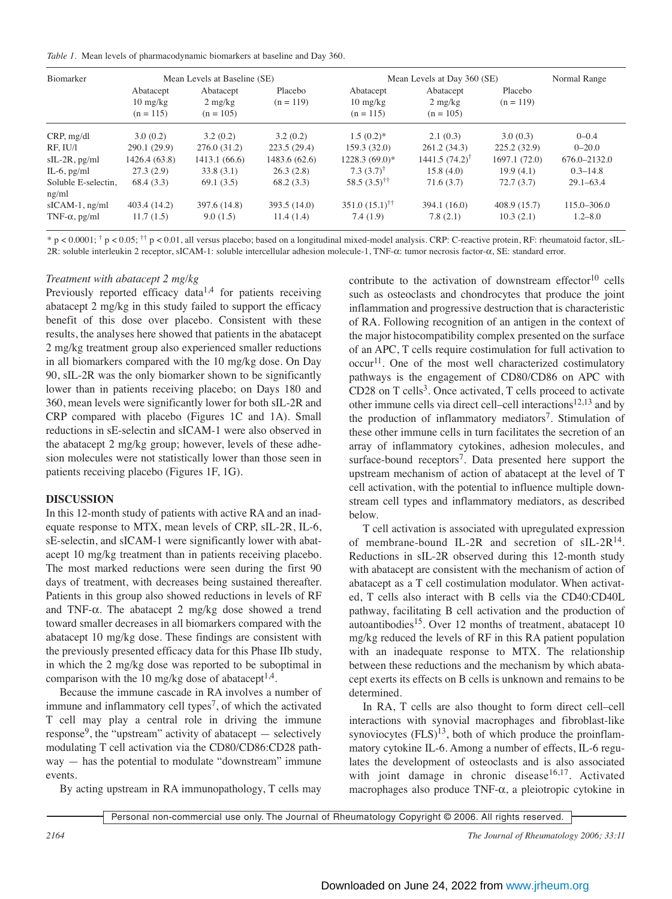*Table 1.* Mean levels of pharmacodynamic biomarkers at baseline and Day 360.

| Biomarker | Mean Levels at Baseline (SE) | | | Mean Levels at Day 360 (SE) | | | Normal Range |
|---|---|---|---|---|---|---|---|
| | Abatacept 10 mg/kg (n = 115) | Abatacept 2 mg/kg (n = 105) | Placebo (n = 119) | Abatacept 10 mg/kg (n = 115) | Abatacept 2 mg/kg (n = 105) | Placebo (n = 119) | |
| CRP, mg/dl | 3.0 (0.2) | 3.2 (0.2) | 3.2 (0.2) | 1.5 (0.2)* | 2.1 (0.3) | 3.0 (0.3) | 0–0.4 |
| RF, IU/l | 290.1 (29.9) | 276.0 (31.2) | 223.5 (29.4) | 159.3 (32.0) | 261.2 (34.3) | 225.2 (32.9) | 0–20.0 |
| sIL-2R, pg/ml | 1426.4 (63.8) | 1413.1 (66.6) | 1483.6 (62.6) | 1228.3 (69.0)* | 1441.5 (74.2)† | 1697.1 (72.0) | 676.0–2132.0 |
| IL-6, pg/ml | 27.3 (2.9) | 33.8 (3.1) | 26.3 (2.8) | 7.3 (3.7)† | 15.8 (4.0) | 19.9 (4.1) | 0.3–14.8 |
| Soluble E-selectin, ng/ml | 68.4 (3.3) | 69.1 (3.5) | 68.2 (3.3) | 58.5 (3.5)†† | 71.6 (3.7) | 72.7 (3.7) | 29.1–63.4 |
| sICAM-1, ng/ml | 403.4 (14.2) | 397.6 (14.8) | 393.5 (14.0) | 351.0 (15.1)†† | 394.1 (16.0) | 408.9 (15.7) | 115.0–306.0 |
| TNF-α, pg/ml | 11.7 (1.5) | 9.0 (1.5) | 11.4 (1.4) | 7.4 (1.9) | 7.8 (2.1) | 10.3 (2.1) | 1.2–8.0 |

* $p < 0.0001$; † $p < 0.05$; †† $p < 0.01$, all versus placebo; based on a longitudinal mixed-model analysis. CRP: C-reactive protein, RF: rheumatoid factor, sIL-2R: soluble interleukin 2 receptor, sICAM-1: soluble intercellular adhesion molecule-1, TNF-α: tumor necrosis factor-α, SE: standard error.

*Treatment with abatacept 2 mg/kg*

Previously reported efficacy data[1,4] for patients receiving abatacept 2 mg/kg in this study failed to support the efficacy benefit of this dose over placebo. Consistent with these results, the analyses here showed that patients in the abatacept 2 mg/kg treatment group also experienced smaller reductions in all biomarkers compared with the 10 mg/kg dose. On Day 90, sIL-2R was the only biomarker shown to be significantly lower than in patients receiving placebo; on Days 180 and 360, mean levels were significantly lower for both sIL-2R and CRP compared with placebo (Figures 1C and 1A). Small reductions in sE-selectin and sICAM-1 were also observed in the abatacept 2 mg/kg group; however, levels of these adhesion molecules were not statistically lower than those seen in patients receiving placebo (Figures 1F, 1G).

## DISCUSSION

In this 12-month study of patients with active RA and an inadequate response to MTX, mean levels of CRP, sIL-2R, IL-6, sE-selectin, and sICAM-1 were significantly lower with abatacept 10 mg/kg treatment than in patients receiving placebo. The most marked reductions were seen during the first 90 days of treatment, with decreases being sustained thereafter. Patients in this group also showed reductions in levels of RF and TNF-α. The abatacept 2 mg/kg dose showed a trend toward smaller decreases in all biomarkers compared with the abatacept 10 mg/kg dose. These findings are consistent with the previously presented efficacy data for this Phase IIb study, in which the 2 mg/kg dose was reported to be suboptimal in comparison with the 10 mg/kg dose of abatacept[1,4].

Because the immune cascade in RA involves a number of immune and inflammatory cell types[7], of which the activated T cell may play a central role in driving the immune response[9], the "upstream" activity of abatacept — selectively modulating T cell activation via the CD80/CD86:CD28 pathway — has the potential to modulate "downstream" immune events.

By acting upstream in RA immunopathology, T cells may contribute to the activation of downstream effector[10] cells such as osteoclasts and chondrocytes that produce the joint inflammation and progressive destruction that is characteristic of RA. Following recognition of an antigen in the context of the major histocompatibility complex presented on the surface of an APC, T cells require costimulation for full activation to occur[11]. One of the most well characterized costimulatory pathways is the engagement of CD80/CD86 on APC with CD28 on T cells[3]. Once activated, T cells proceed to activate other immune cells via direct cell–cell interactions[12,13] and by the production of inflammatory mediators[7]. Stimulation of these other immune cells in turn facilitates the secretion of an array of inflammatory cytokines, adhesion molecules, and surface-bound receptors[7]. Data presented here support the upstream mechanism of action of abatacept at the level of T cell activation, with the potential to influence multiple downstream cell types and inflammatory mediators, as described below.

T cell activation is associated with upregulated expression of membrane-bound IL-2R and secretion of sIL-2R[14]. Reductions in sIL-2R observed during this 12-month study with abatacept are consistent with the mechanism of action of abatacept as a T cell costimulation modulator. When activated, T cells also interact with B cells via the CD40:CD40L pathway, facilitating B cell activation and the production of autoantibodies[15]. Over 12 months of treatment, abatacept 10 mg/kg reduced the levels of RF in this RA patient population with an inadequate response to MTX. The relationship between these reductions and the mechanism by which abatacept exerts its effects on B cells is unknown and remains to be determined.

In RA, T cells are also thought to form direct cell–cell interactions with synovial macrophages and fibroblast-like synoviocytes (FLS)[13], both of which produce the proinflammatory cytokine IL-6. Among a number of effects, IL-6 regulates the development of osteoclasts and is also associated with joint damage in chronic disease[16,17]. Activated macrophages also produce TNF-α, a pleiotropic cytokine in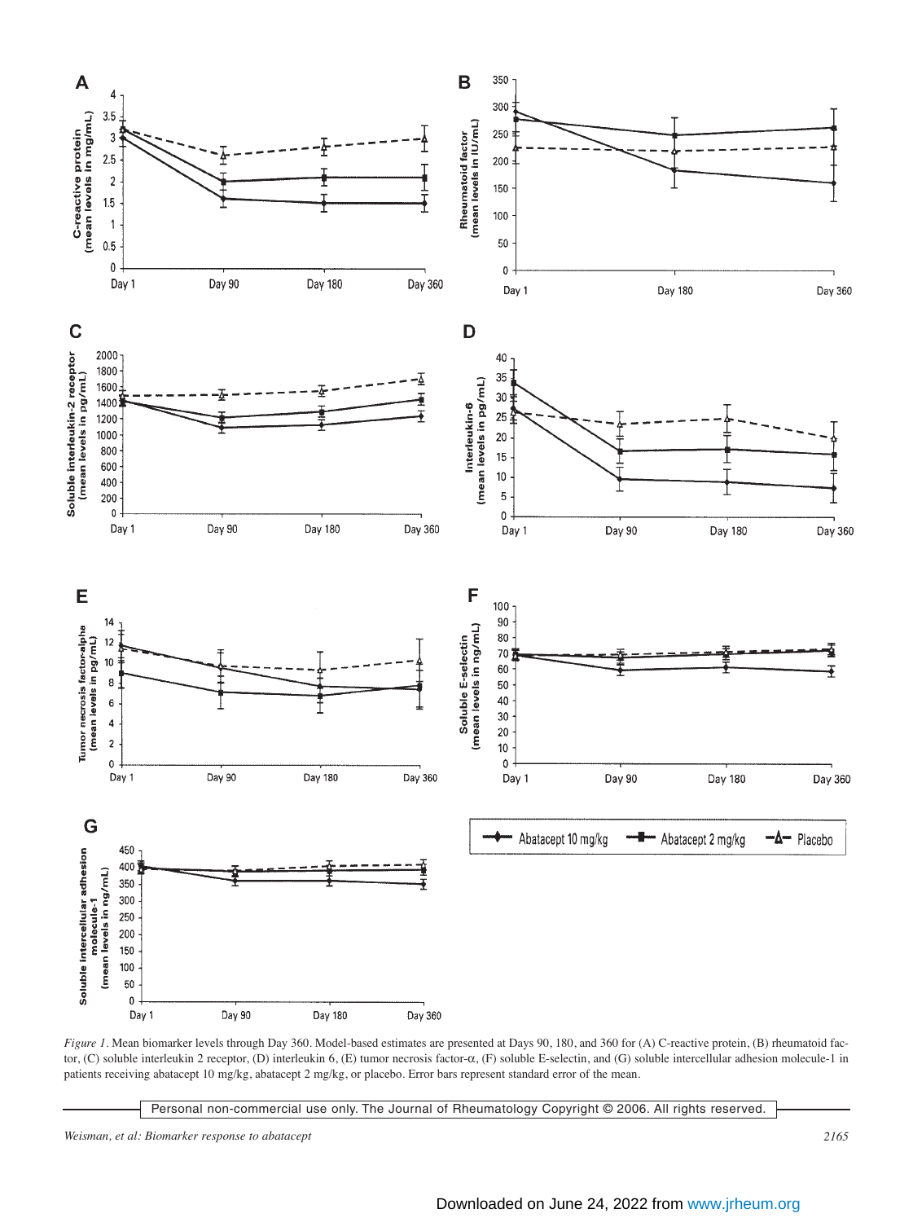*Figure 1*. Mean biomarker levels through Day 360. Model-based estimates are presented at Days 90, 180, and 360 for (A) C-reactive protein, (B) rheumatoid factor, (C) soluble interleukin 2 receptor, (D) interleukin 6, (E) tumor necrosis factor-α, (F) soluble E-selectin, and (G) soluble intercellular adhesion molecule-1 in patients receiving abatacept 10 mg/kg, abatacept 2 mg/kg, or placebo. Error bars represent standard error of the mean.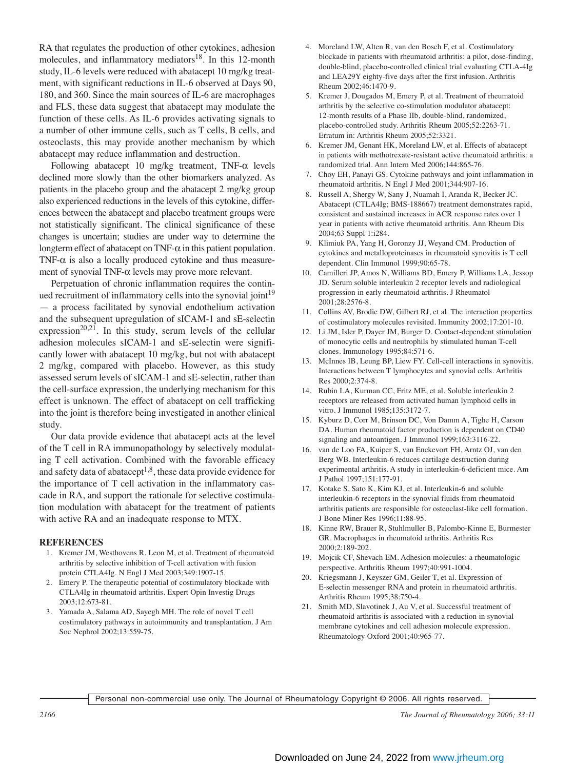RA that regulates the production of other cytokines, adhesion molecules, and inflammatory mediators[18]. In this 12-month study, IL-6 levels were reduced with abatacept 10 mg/kg treatment, with significant reductions in IL-6 observed at Days 90, 180, and 360. Since the main sources of IL-6 are macrophages and FLS, these data suggest that abatacept may modulate the function of these cells. As IL-6 provides activating signals to a number of other immune cells, such as T cells, B cells, and osteoclasts, this may provide another mechanism by which abatacept may reduce inflammation and destruction.

Following abatacept 10 mg/kg treatment, TNF-α levels declined more slowly than the other biomarkers analyzed. As patients in the placebo group and the abatacept 2 mg/kg group also experienced reductions in the levels of this cytokine, differences between the abatacept and placebo treatment groups were not statistically significant. The clinical significance of these changes is uncertain; studies are under way to determine the longterm effect of abatacept on TNF-α in this patient population. TNF-α is also a locally produced cytokine and thus measurement of synovial TNF-α levels may prove more relevant.

Perpetuation of chronic inflammation requires the continued recruitment of inflammatory cells into the synovial joint[19] — a process facilitated by synovial endothelium activation and the subsequent upregulation of sICAM-1 and sE-selectin expression[20,21]. In this study, serum levels of the cellular adhesion molecules sICAM-1 and sE-selectin were significantly lower with abatacept 10 mg/kg, but not with abatacept 2 mg/kg, compared with placebo. However, as this study assessed serum levels of sICAM-1 and sE-selectin, rather than the cell-surface expression, the underlying mechanism for this effect is unknown. The effect of abatacept on cell trafficking into the joint is therefore being investigated in another clinical study.

Our data provide evidence that abatacept acts at the level of the T cell in RA immunopathology by selectively modulating T cell activation. Combined with the favorable efficacy and safety data of abatacept[1,8], these data provide evidence for the importance of T cell activation in the inflammatory cascade in RA, and support the rationale for selective costimulation modulation with abatacept for the treatment of patients with active RA and an inadequate response to MTX.

## REFERENCES

1. Kremer JM, Westhovens R, Leon M, et al. Treatment of rheumatoid arthritis by selective inhibition of T-cell activation with fusion protein CTLA4Ig. N Engl J Med 2003;349:1907-15.
2. Emery P. The therapeutic potential of costimulatory blockade with CTLA4Ig in rheumatoid arthritis. Expert Opin Investig Drugs 2003;12:673-81.
3. Yamada A, Salama AD, Sayegh MH. The role of novel T cell costimulatory pathways in autoimmunity and transplantation. J Am Soc Nephrol 2002;13:559-75.
4. Moreland LW, Alten R, van den Bosch F, et al. Costimulatory blockade in patients with rheumatoid arthritis: a pilot, dose-finding, double-blind, placebo-controlled clinical trial evaluating CTLA-4Ig and LEA29Y eighty-five days after the first infusion. Arthritis Rheum 2002;46:1470-9.
5. Kremer J, Dougados M, Emery P, et al. Treatment of rheumatoid arthritis by the selective co-stimulation modulator abatacept: 12-month results of a Phase IIb, double-blind, randomized, placebo-controlled study. Arthritis Rheum 2005;52:2263-71. Erratum in: Arthritis Rheum 2005;52:3321.
6. Kremer JM, Genant HK, Moreland LW, et al. Effects of abatacept in patients with methotrexate-resistant active rheumatoid arthritis: a randomized trial. Ann Intern Med 2006;144:865-76.
7. Choy EH, Panayi GS. Cytokine pathways and joint inflammation in rheumatoid arthritis. N Engl J Med 2001;344:907-16.
8. Russell A, Shergy W, Sany J, Nuamah I, Aranda R, Becker JC. Abatacept (CTLA4Ig; BMS-188667) treatment demonstrates rapid, consistent and sustained increases in ACR response rates over 1 year in patients with active rheumatoid arthritis. Ann Rheum Dis 2004;63 Suppl 1:i284.
9. Klimiuk PA, Yang H, Goronzy JJ, Weyand CM. Production of cytokines and metalloproteinases in rheumatoid synovitis is T cell dependent. Clin Immunol 1999;90:65-78.
10. Camilleri JP, Amos N, Williams BD, Emery P, Williams LA, Jessop JD. Serum soluble interleukin 2 receptor levels and radiological progression in early rheumatoid arthritis. J Rheumatol 2001;28:2576-8.
11. Collins AV, Brodie DW, Gilbert RJ, et al. The interaction properties of costimulatory molecules revisited. Immunity 2002;17:201-10.
12. Li JM, Isler P, Dayer JM, Burger D. Contact-dependent stimulation of monocytic cells and neutrophils by stimulated human T-cell clones. Immunology 1995;84:571-6.
13. McInnes IB, Leung BP, Liew FY. Cell-cell interactions in synovitis. Interactions between T lymphocytes and synovial cells. Arthritis Res 2000;2:374-8.
14. Rubin LA, Kurman CC, Fritz ME, et al. Soluble interleukin 2 receptors are released from activated human lymphoid cells in vitro. J Immunol 1985;135:3172-7.
15. Kyburz D, Corr M, Brinson DC, Von Damm A, Tighe H, Carson DA. Human rheumatoid factor production is dependent on CD40 signaling and autoantigen. J Immunol 1999;163:3116-22.
16. van de Loo FA, Kuiper S, van Enckevort FH, Arntz OJ, van den Berg WB. Interleukin-6 reduces cartilage destruction during experimental arthritis. A study in interleukin-6-deficient mice. Am J Pathol 1997;151:177-91.
17. Kotake S, Sato K, Kim KJ, et al. Interleukin-6 and soluble interleukin-6 receptors in the synovial fluids from rheumatoid arthritis patients are responsible for osteoclast-like cell formation. J Bone Miner Res 1996;11:88-95.
18. Kinne RW, Brauer R, Stuhlmuller B, Palombo-Kinne E, Burmester GR. Macrophages in rheumatoid arthritis. Arthritis Res 2000;2:189-202.
19. Mojcik CF, Shevach EM. Adhesion molecules: a rheumatologic perspective. Arthritis Rheum 1997;40:991-1004.
20. Kriegsmann J, Keyszer GM, Geiler T, et al. Expression of E-selectin messenger RNA and protein in rheumatoid arthritis. Arthritis Rheum 1995;38:750-4.
21. Smith MD, Slavotinek J, Au V, et al. Successful treatment of rheumatoid arthritis is associated with a reduction in synovial membrane cytokines and cell adhesion molecule expression. Rheumatology Oxford 2001;40:965-77.